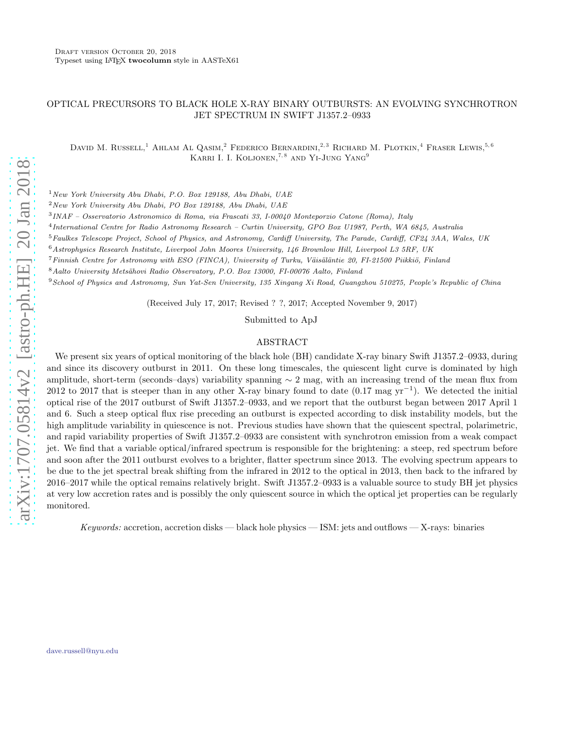Draft version October 20, 2018
Typeset using LaTeX **twocolumn** style in AASTeX61

# OPTICAL PRECURSORS TO BLACK HOLE X-RAY BINARY OUTBURSTS: AN EVOLVING SYNCHROTRON JET SPECTRUM IN SWIFT J1357.2–0933

David M. Russell,[1] Ahlam Al Qasim,[2] Federico Bernardini,[2,3] Richard M. Plotkin,[4] Fraser Lewis,[5,6] Karri I. I. Koljonen,[7,8] and Yi-Jung Yang[9]

[1] *New York University Abu Dhabi, P.O. Box 129188, Abu Dhabi, UAE*
[2] *New York University Abu Dhabi, PO Box 129188, Abu Dhabi, UAE*
[3] *INAF – Osservatorio Astronomico di Roma, via Frascati 33, I-00040 Monteporzio Catone (Roma), Italy*
[4] *International Centre for Radio Astronomy Research – Curtin University, GPO Box U1987, Perth, WA 6845, Australia*
[5] *Faulkes Telescope Project, School of Physics, and Astronomy, Cardiff University, The Parade, Cardiff, CF24 3AA, Wales, UK*
[6] *Astrophysics Research Institute, Liverpool John Moores University, 146 Brownlow Hill, Liverpool L3 5RF, UK*
[7] *Finnish Centre for Astronomy with ESO (FINCA), University of Turku, Väisäläntie 20, FI-21500 Piikkiö, Finland*
[8] *Aalto University Metsähovi Radio Observatory, P.O. Box 13000, FI-00076 Aalto, Finland*
[9] *School of Physics and Astronomy, Sun Yat-Sen University, 135 Xingang Xi Road, Guangzhou 510275, People's Republic of China*

(Received July 17, 2017; Revised ? ?, 2017; Accepted November 9, 2017)

Submitted to ApJ

## ABSTRACT

We present six years of optical monitoring of the black hole (BH) candidate X-ray binary Swift J1357.2–0933, during and since its discovery outburst in 2011. On these long timescales, the quiescent light curve is dominated by high amplitude, short-term (seconds–days) variability spanning $\sim 2$ mag, with an increasing trend of the mean flux from 2012 to 2017 that is steeper than in any other X-ray binary found to date (0.17 mag yr$^{-1}$). We detected the initial optical rise of the 2017 outburst of Swift J1357.2–0933, and we report that the outburst began between 2017 April 1 and 6. Such a steep optical flux rise preceding an outburst is expected according to disk instability models, but the high amplitude variability in quiescence is not. Previous studies have shown that the quiescent spectral, polarimetric, and rapid variability properties of Swift J1357.2–0933 are consistent with synchrotron emission from a weak compact jet. We find that a variable optical/infrared spectrum is responsible for the brightening: a steep, red spectrum before and soon after the 2011 outburst evolves to a brighter, flatter spectrum since 2013. The evolving spectrum appears to be due to the jet spectral break shifting from the infrared in 2012 to the optical in 2013, then back to the infrared by 2016–2017 while the optical remains relatively bright. Swift J1357.2–0933 is a valuable source to study BH jet physics at very low accretion rates and is possibly the only quiescent source in which the optical jet properties can be regularly monitored.

*Keywords:* accretion, accretion disks — black hole physics — ISM: jets and outflows — X-rays: binaries

dave.russell@nyu.edu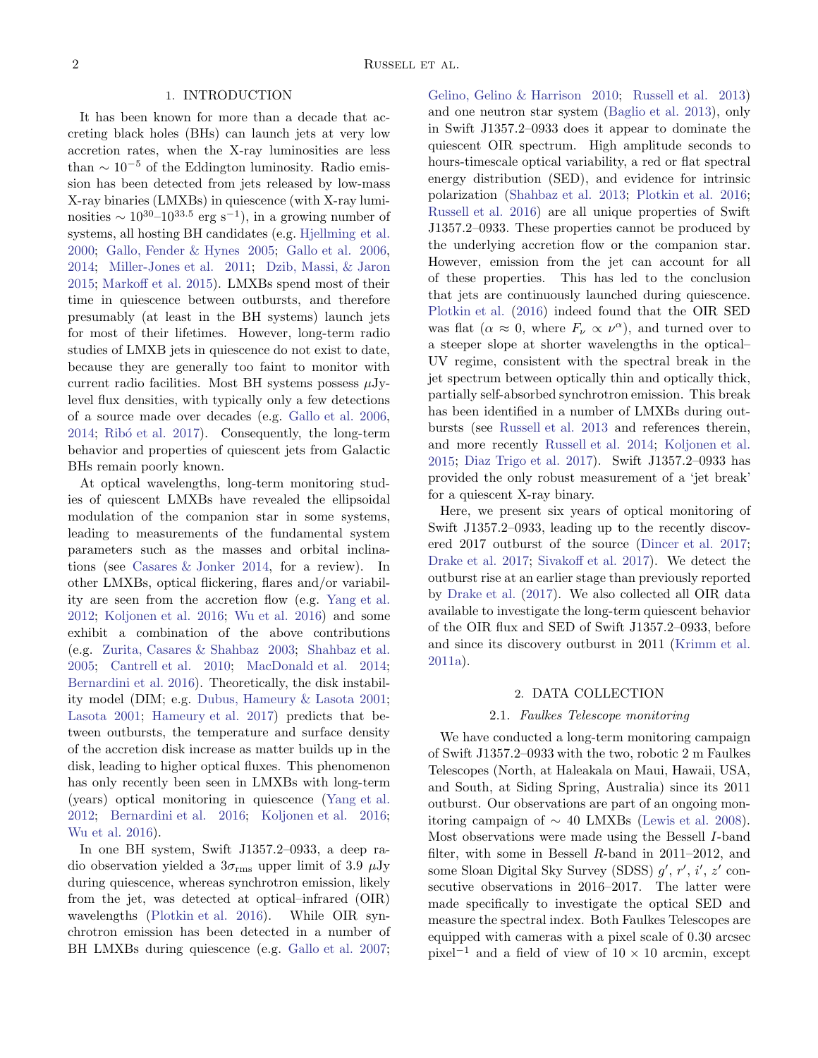## 1. INTRODUCTION

It has been known for more than a decade that accreting black holes (BHs) can launch jets at very low accretion rates, when the X-ray luminosities are less than $\sim 10^{-5}$ of the Eddington luminosity. Radio emission has been detected from jets released by low-mass X-ray binaries (LMXBs) in quiescence (with X-ray luminosities $\sim 10^{30}$–$10^{33.5}$ erg s$^{-1}$), in a growing number of systems, all hosting BH candidates (e.g. Hjellming et al. 2000; Gallo, Fender & Hynes 2005; Gallo et al. 2006, 2014; Miller-Jones et al. 2011; Dzib, Massi, & Jaron 2015; Markoff et al. 2015). LMXBs spend most of their time in quiescence between outbursts, and therefore presumably (at least in the BH systems) launch jets for most of their lifetimes. However, long-term radio studies of LMXB jets in quiescence do not exist to date, because they are generally too faint to monitor with current radio facilities. Most BH systems possess $\mu$Jy-level flux densities, with typically only a few detections of a source made over decades (e.g. Gallo et al. 2006, 2014; Ribó et al. 2017). Consequently, the long-term behavior and properties of quiescent jets from Galactic BHs remain poorly known.

At optical wavelengths, long-term monitoring studies of quiescent LMXBs have revealed the ellipsoidal modulation of the companion star in some systems, leading to measurements of the fundamental system parameters such as the masses and orbital inclinations (see Casares & Jonker 2014, for a review). In other LMXBs, optical flickering, flares and/or variability are seen from the accretion flow (e.g. Yang et al. 2012; Koljonen et al. 2016; Wu et al. 2016) and some exhibit a combination of the above contributions (e.g. Zurita, Casares & Shahbaz 2003; Shahbaz et al. 2005; Cantrell et al. 2010; MacDonald et al. 2014; Bernardini et al. 2016). Theoretically, the disk instability model (DIM; e.g. Dubus, Hameury & Lasota 2001; Lasota 2001; Hameury et al. 2017) predicts that between outbursts, the temperature and surface density of the accretion disk increase as matter builds up in the disk, leading to higher optical fluxes. This phenomenon has only recently been seen in LMXBs with long-term (years) optical monitoring in quiescence (Yang et al. 2012; Bernardini et al. 2016; Koljonen et al. 2016; Wu et al. 2016).

In one BH system, Swift J1357.2–0933, a deep radio observation yielded a $3\sigma_{\rm rms}$ upper limit of 3.9 $\mu$Jy during quiescence, whereas synchrotron emission, likely from the jet, was detected at optical–infrared (OIR) wavelengths (Plotkin et al. 2016). While OIR synchrotron emission has been detected in a number of BH LMXBs during quiescence (e.g. Gallo et al. 2007; Gelino, Gelino & Harrison 2010; Russell et al. 2013) and one neutron star system (Baglio et al. 2013), only in Swift J1357.2–0933 does it appear to dominate the quiescent OIR spectrum. High amplitude seconds to hours-timescale optical variability, a red or flat spectral energy distribution (SED), and evidence for intrinsic polarization (Shahbaz et al. 2013; Plotkin et al. 2016; Russell et al. 2016) are all unique properties of Swift J1357.2–0933. These properties cannot be produced by the underlying accretion flow or the companion star. However, emission from the jet can account for all of these properties. This has led to the conclusion that jets are continuously launched during quiescence. Plotkin et al. (2016) indeed found that the OIR SED was flat ($\alpha \approx 0$, where $F_\nu \propto \nu^\alpha$), and turned over to a steeper slope at shorter wavelengths in the optical–UV regime, consistent with the spectral break in the jet spectrum between optically thin and optically thick, partially self-absorbed synchrotron emission. This break has been identified in a number of LMXBs during outbursts (see Russell et al. 2013 and references therein, and more recently Russell et al. 2014; Koljonen et al. 2015; Diaz Trigo et al. 2017). Swift J1357.2–0933 has provided the only robust measurement of a 'jet break' for a quiescent X-ray binary.

Here, we present six years of optical monitoring of Swift J1357.2–0933, leading up to the recently discovered 2017 outburst of the source (Dincer et al. 2017; Drake et al. 2017; Sivakoff et al. 2017). We detect the outburst rise at an earlier stage than previously reported by Drake et al. (2017). We also collected all OIR data available to investigate the long-term quiescent behavior of the OIR flux and SED of Swift J1357.2–0933, before and since its discovery outburst in 2011 (Krimm et al. 2011a).

## 2. DATA COLLECTION

### 2.1. *Faulkes Telescope monitoring*

We have conducted a long-term monitoring campaign of Swift J1357.2–0933 with the two, robotic 2 m Faulkes Telescopes (North, at Haleakala on Maui, Hawaii, USA, and South, at Siding Spring, Australia) since its 2011 outburst. Our observations are part of an ongoing monitoring campaign of $\sim$ 40 LMXBs (Lewis et al. 2008). Most observations were made using the Bessell $I$-band filter, with some in Bessell $R$-band in 2011–2012, and some Sloan Digital Sky Survey (SDSS) $g'$, $r'$, $i'$, $z'$ consecutive observations in 2016–2017. The latter were made specifically to investigate the optical SED and measure the spectral index. Both Faulkes Telescopes are equipped with cameras with a pixel scale of 0.30 arcsec pixel$^{-1}$ and a field of view of $10 \times 10$ arcmin, except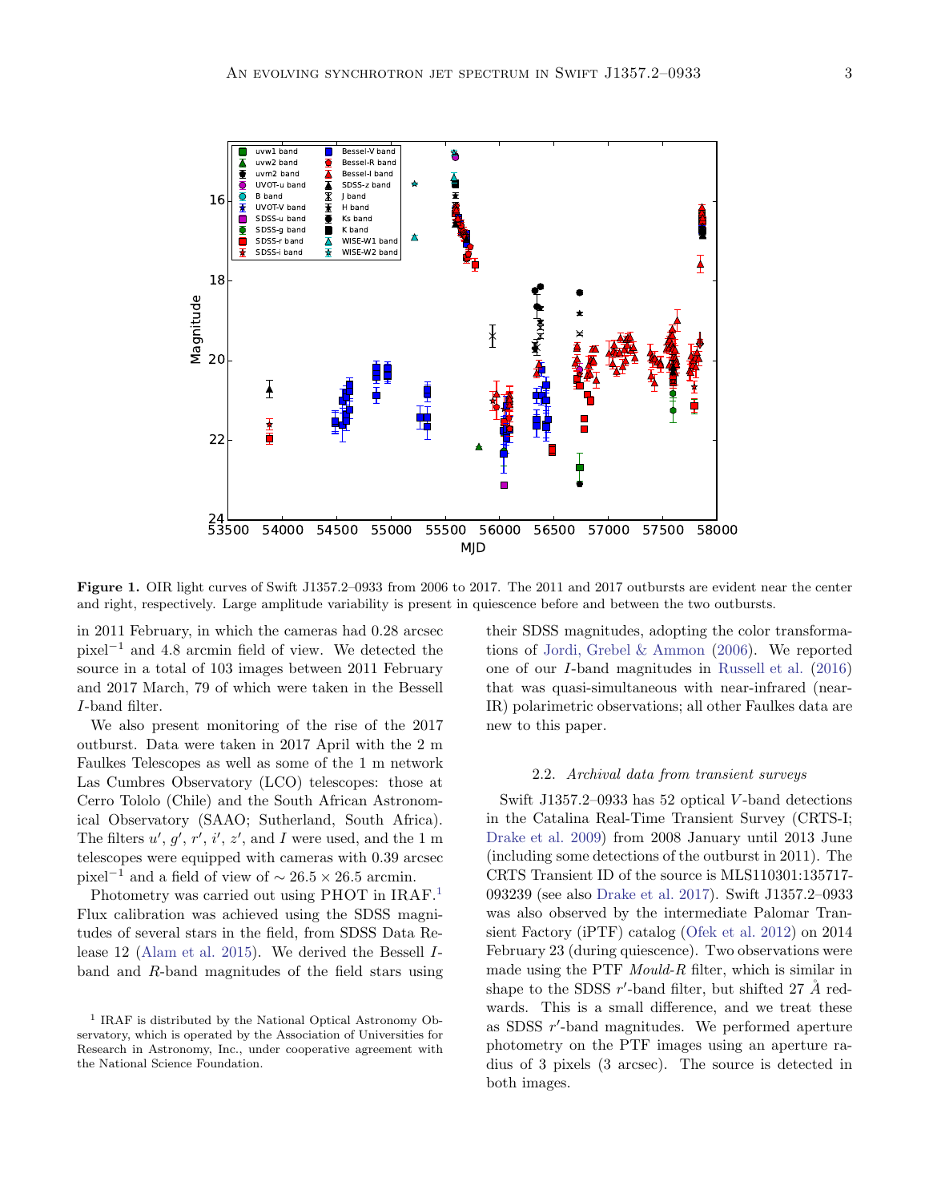**Figure 1.** OIR light curves of Swift J1357.2–0933 from 2006 to 2017. The 2011 and 2017 outbursts are evident near the center and right, respectively. Large amplitude variability is present in quiescence before and between the two outbursts.

in 2011 February, in which the cameras had 0.28 arcsec pixel$^{-1}$ and 4.8 arcmin field of view. We detected the source in a total of 103 images between 2011 February and 2017 March, 79 of which were taken in the Bessell $I$-band filter.

We also present monitoring of the rise of the 2017 outburst. Data were taken in 2017 April with the 2 m Faulkes Telescopes as well as some of the 1 m network Las Cumbres Observatory (LCO) telescopes: those at Cerro Tololo (Chile) and the South African Astronomical Observatory (SAAO; Sutherland, South Africa). The filters $u'$, $g'$, $r'$, $i'$, $z'$, and $I$ were used, and the 1 m telescopes were equipped with cameras with 0.39 arcsec pixel$^{-1}$ and a field of view of $\sim 26.5 \times 26.5$ arcmin.

Photometry was carried out using PHOT in IRAF.[1] Flux calibration was achieved using the SDSS magnitudes of several stars in the field, from SDSS Data Release 12 (Alam et al. 2015). We derived the Bessell $I$-band and $R$-band magnitudes of the field stars using their SDSS magnitudes, adopting the color transformations of Jordi, Grebel & Ammon (2006). We reported one of our $I$-band magnitudes in Russell et al. (2016) that was quasi-simultaneous with near-infrared (near-IR) polarimetric observations; all other Faulkes data are new to this paper.

[1] IRAF is distributed by the National Optical Astronomy Observatory, which is operated by the Association of Universities for Research in Astronomy, Inc., under cooperative agreement with the National Science Foundation.

### 2.2. *Archival data from transient surveys*

Swift J1357.2–0933 has 52 optical $V$-band detections in the Catalina Real-Time Transient Survey (CRTS-I; Drake et al. 2009) from 2008 January until 2013 June (including some detections of the outburst in 2011). The CRTS Transient ID of the source is MLS110301:135717-093239 (see also Drake et al. 2017). Swift J1357.2–0933 was also observed by the intermediate Palomar Transient Factory (iPTF) catalog (Ofek et al. 2012) on 2014 February 23 (during quiescence). Two observations were made using the PTF *Mould-R* filter, which is similar in shape to the SDSS $r'$-band filter, but shifted 27 Å redwards. This is a small difference, and we treat these as SDSS $r'$-band magnitudes. We performed aperture photometry on the PTF images using an aperture radius of 3 pixels (3 arcsec). The source is detected in both images.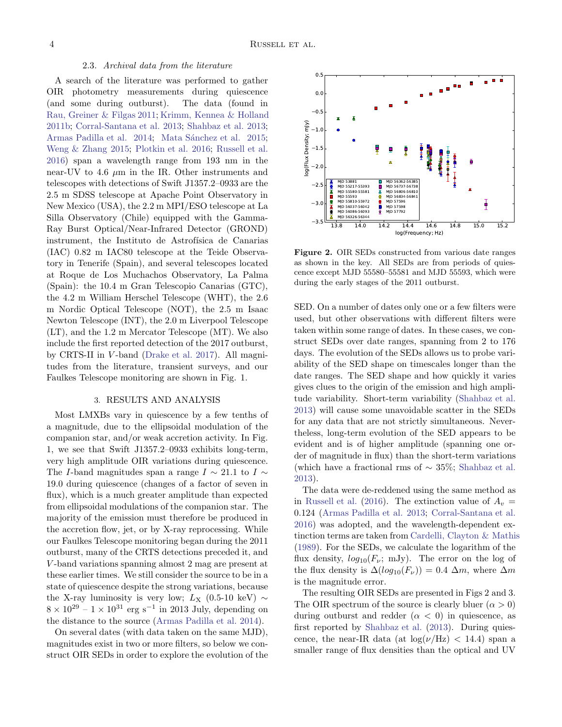### 2.3. *Archival data from the literature*

A search of the literature was performed to gather OIR photometry measurements during quiescence (and some during outburst). The data (found in Rau, Greiner & Filgas 2011; Krimm, Kennea & Holland 2011b; Corral-Santana et al. 2013; Shahbaz et al. 2013; Armas Padilla et al. 2014; Mata Sánchez et al. 2015; Weng & Zhang 2015; Plotkin et al. 2016; Russell et al. 2016) span a wavelength range from 193 nm in the near-UV to 4.6 $\mu$m in the IR. Other instruments and telescopes with detections of Swift J1357.2–0933 are the 2.5 m SDSS telescope at Apache Point Observatory in New Mexico (USA), the 2.2 m MPI/ESO telescope at La Silla Observatory (Chile) equipped with the Gamma-Ray Burst Optical/Near-Infrared Detector (GROND) instrument, the Instituto de Astrofísica de Canarias (IAC) 0.82 m IAC80 telescope at the Teide Observatory in Tenerife (Spain), and several telescopes located at Roque de Los Muchachos Observatory, La Palma (Spain): the 10.4 m Gran Telescopio Canarias (GTC), the 4.2 m William Herschel Telescope (WHT), the 2.6 m Nordic Optical Telescope (NOT), the 2.5 m Isaac Newton Telescope (INT), the 2.0 m Liverpool Telescope (LT), and the 1.2 m Mercator Telescope (MT). We also include the first reported detection of the 2017 outburst, by CRTS-II in $V$-band (Drake et al. 2017). All magnitudes from the literature, transient surveys, and our Faulkes Telescope monitoring are shown in Fig. 1.

## 3. RESULTS AND ANALYSIS

Most LMXBs vary in quiescence by a few tenths of a magnitude, due to the ellipsoidal modulation of the companion star, and/or weak accretion activity. In Fig. 1, we see that Swift J1357.2–0933 exhibits long-term, very high amplitude OIR variations during quiescence. The $I$-band magnitudes span a range $I \sim 21.1$ to $I \sim 19.0$ during quiescence (changes of a factor of seven in flux), which is a much greater amplitude than expected from ellipsoidal modulations of the companion star. The majority of the emission must therefore be produced in the accretion flow, jet, or by X-ray reprocessing. While our Faulkes Telescope monitoring began during the 2011 outburst, many of the CRTS detections preceded it, and $V$-band variations spanning almost 2 mag are present at these earlier times. We still consider the source to be in a state of quiescence despite the strong variations, because the X-ray luminosity is very low; $L_{\rm X}$ (0.5-10 keV) $\sim 8 \times 10^{29}$ – $1 \times 10^{31}$ erg s$^{-1}$ in 2013 July, depending on the distance to the source (Armas Padilla et al. 2014).

On several dates (with data taken on the same MJD), magnitudes exist in two or more filters, so below we construct OIR SEDs in order to explore the evolution of the SED. On a number of dates only one or a few filters were used, but other observations with different filters were taken within some range of dates. In these cases, we construct SEDs over date ranges, spanning from 2 to 176 days. The evolution of the SEDs allows us to probe variability of the SED shape on timescales longer than the date ranges. The SED shape and how quickly it varies gives clues to the origin of the emission and high amplitude variability. Short-term variability (Shahbaz et al. 2013) will cause some unavoidable scatter in the SEDs for any data that are not strictly simultaneous. Nevertheless, long-term evolution of the SED appears to be evident and is of higher amplitude (spanning one order of magnitude in flux) than the short-term variations (which have a fractional rms of $\sim 35\%$; Shahbaz et al. 2013).

**Figure 2.** OIR SEDs constructed from various date ranges as shown in the key. All SEDs are from periods of quiescence except MJD 55580–55581 and MJD 55593, which were during the early stages of the 2011 outburst.

The data were de-reddened using the same method as in Russell et al. (2016). The extinction value of $A_v = 0.124$ (Armas Padilla et al. 2013; Corral-Santana et al. 2016) was adopted, and the wavelength-dependent extinction terms are taken from Cardelli, Clayton & Mathis (1989). For the SEDs, we calculate the logarithm of the flux density, $log_{10}(F_\nu;$ mJy). The error on the log of the flux density is $\Delta(log_{10}(F_\nu)) = 0.4\ \Delta m$, where $\Delta m$ is the magnitude error.

The resulting OIR SEDs are presented in Figs 2 and 3. The OIR spectrum of the source is clearly bluer ($\alpha > 0$) during outburst and redder ($\alpha < 0$) in quiescence, as first reported by Shahbaz et al. (2013). During quiescence, the near-IR data (at $\log(\nu/\rm Hz) < 14.4$) span a smaller range of flux densities than the optical and UV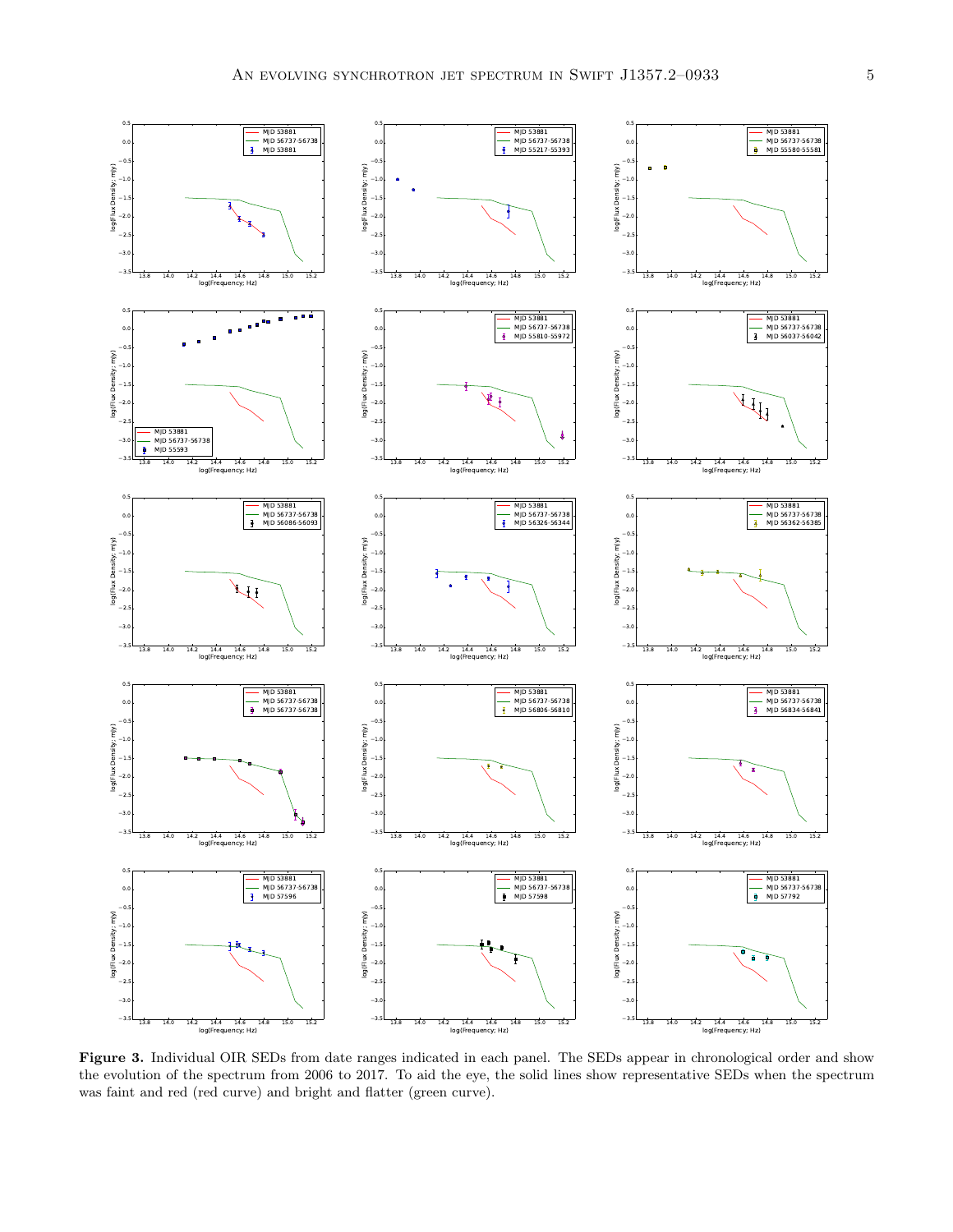**Figure 3.** Individual OIR SEDs from date ranges indicated in each panel. The SEDs appear in chronological order and show the evolution of the spectrum from 2006 to 2017. To aid the eye, the solid lines show representative SEDs when the spectrum was faint and red (red curve) and bright and flatter (green curve).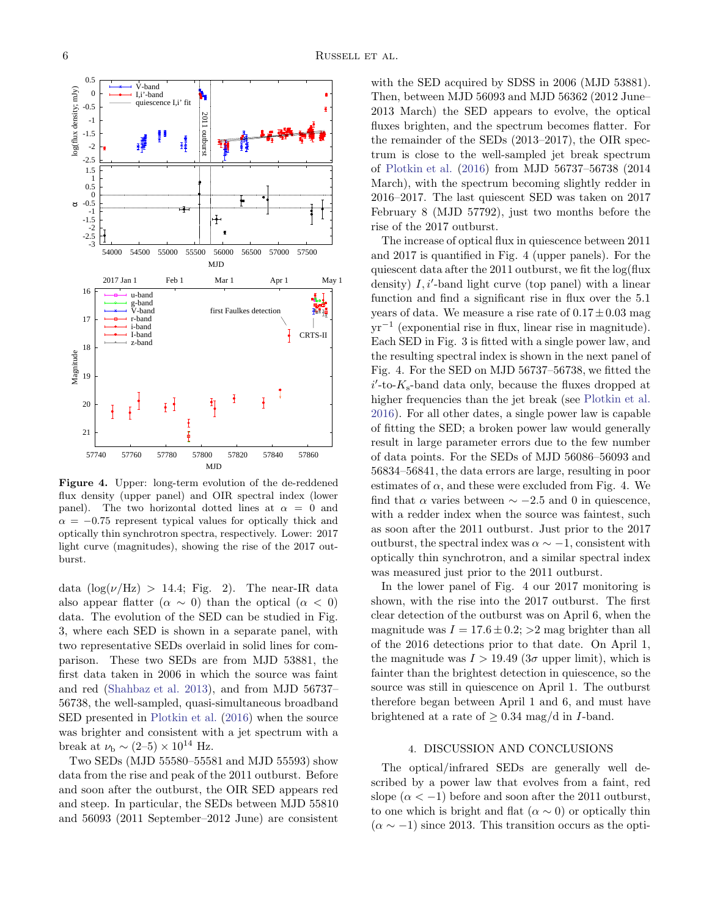**Figure 4.** Upper: long-term evolution of the de-reddened flux density (upper panel) and OIR spectral index (lower panel). The two horizontal dotted lines at $\alpha = 0$ and $\alpha = -0.75$ represent typical values for optically thick and optically thin synchrotron spectra, respectively. Lower: 2017 light curve (magnitudes), showing the rise of the 2017 outburst.

data ($\log(\nu/\mathrm{Hz}) > 14.4$; Fig. 2). The near-IR data also appear flatter ($\alpha \sim 0$) than the optical ($\alpha < 0$) data. The evolution of the SED can be studied in Fig. 3, where each SED is shown in a separate panel, with two representative SEDs overlaid in solid lines for comparison. These two SEDs are from MJD 53881, the first data taken in 2006 in which the source was faint and red (Shahbaz et al. 2013), and from MJD 56737–56738, the well-sampled, quasi-simultaneous broadband SED presented in Plotkin et al. (2016) when the source was brighter and consistent with a jet spectrum with a break at $\nu_\mathrm{b} \sim (2–5) \times 10^{14}$ Hz.

Two SEDs (MJD 55580–55581 and MJD 55593) show data from the rise and peak of the 2011 outburst. Before and soon after the outburst, the OIR SED appears red and steep. In particular, the SEDs between MJD 55810 and 56093 (2011 September–2012 June) are consistent with the SED acquired by SDSS in 2006 (MJD 53881). Then, between MJD 56093 and MJD 56362 (2012 June–2013 March) the SED appears to evolve, the optical fluxes brighten, and the spectrum becomes flatter. For the remainder of the SEDs (2013–2017), the OIR spectrum is close to the well-sampled jet break spectrum of Plotkin et al. (2016) from MJD 56737–56738 (2014 March), with the spectrum becoming slightly redder in 2016–2017. The last quiescent SED was taken on 2017 February 8 (MJD 57792), just two months before the rise of the 2017 outburst.

The increase of optical flux in quiescence between 2011 and 2017 is quantified in Fig. 4 (upper panels). For the quiescent data after the 2011 outburst, we fit the log(flux density) $I, i'$-band light curve (top panel) with a linear function and find a significant rise in flux over the 5.1 years of data. We measure a rise rate of $0.17 \pm 0.03$ mag yr$^{-1}$ (exponential rise in flux, linear rise in magnitude). Each SED in Fig. 3 is fitted with a single power law, and the resulting spectral index is shown in the next panel of Fig. 4. For the SED on MJD 56737–56738, we fitted the $i'$-to-$K_\mathrm{s}$-band data only, because the fluxes dropped at higher frequencies than the jet break (see Plotkin et al. 2016). For all other dates, a single power law is capable of fitting the SED; a broken power law would generally result in large parameter errors due to the few number of data points. For the SEDs of MJD 56086–56093 and 56834–56841, the data errors are large, resulting in poor estimates of $\alpha$, and these were excluded from Fig. 4. We find that $\alpha$ varies between $\sim -2.5$ and 0 in quiescence, with a redder index when the source was faintest, such as soon after the 2011 outburst. Just prior to the 2017 outburst, the spectral index was $\alpha \sim -1$, consistent with optically thin synchrotron, and a similar spectral index was measured just prior to the 2011 outburst.

In the lower panel of Fig. 4 our 2017 monitoring is shown, with the rise into the 2017 outburst. The first clear detection of the outburst was on April 6, when the magnitude was $I = 17.6 \pm 0.2$; >2 mag brighter than all of the 2016 detections prior to that date. On April 1, the magnitude was $I > 19.49$ ($3\sigma$ upper limit), which is fainter than the brightest detection in quiescence, so the source was still in quiescence on April 1. The outburst therefore began between April 1 and 6, and must have brightened at a rate of $\geq 0.34$ mag/d in $I$-band.

## 4. DISCUSSION AND CONCLUSIONS

The optical/infrared SEDs are generally well described by a power law that evolves from a faint, red slope ($\alpha < -1$) before and soon after the 2011 outburst, to one which is bright and flat ($\alpha \sim 0$) or optically thin ($\alpha \sim -1$) since 2013. This transition occurs as the opti-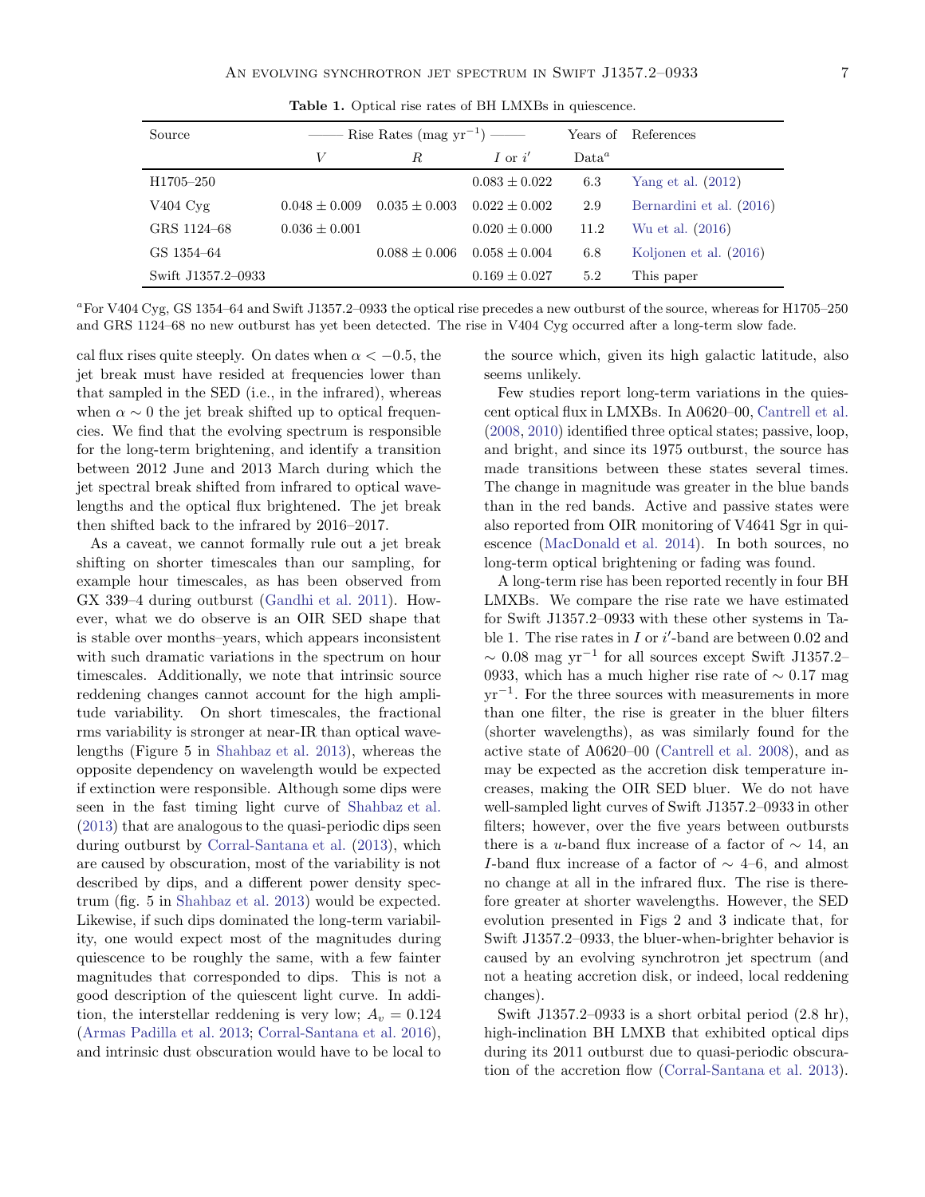**Table 1.** Optical rise rates of BH LMXBs in quiescence.

| Source | —— Rise Rates (mag yr$^{-1}$) —— | | | Years of | References |
|---|---|---|---|---|---|
| | $V$ | $R$ | $I$ or $i'$ | Data[a] | |
| H1705–250 | | | $0.083 \pm 0.022$ | 6.3 | Yang et al. (2012) |
| V404 Cyg | $0.048 \pm 0.009$ | $0.035 \pm 0.003$ | $0.022 \pm 0.002$ | 2.9 | Bernardini et al. (2016) |
| GRS 1124–68 | $0.036 \pm 0.001$ | | $0.020 \pm 0.000$ | 11.2 | Wu et al. (2016) |
| GS 1354–64 | | $0.088 \pm 0.006$ | $0.058 \pm 0.004$ | 6.8 | Koljonen et al. (2016) |
| Swift J1357.2–0933 | | | $0.169 \pm 0.027$ | 5.2 | This paper |

[a]For V404 Cyg, GS 1354–64 and Swift J1357.2–0933 the optical rise precedes a new outburst of the source, whereas for H1705–250 and GRS 1124–68 no new outburst has yet been detected. The rise in V404 Cyg occurred after a long-term slow fade.

cal flux rises quite steeply. On dates when $\alpha < -0.5$, the jet break must have resided at frequencies lower than that sampled in the SED (i.e., in the infrared), whereas when $\alpha \sim 0$ the jet break shifted up to optical frequencies. We find that the evolving spectrum is responsible for the long-term brightening, and identify a transition between 2012 June and 2013 March during which the jet spectral break shifted from infrared to optical wavelengths and the optical flux brightened. The jet break then shifted back to the infrared by 2016–2017.

As a caveat, we cannot formally rule out a jet break shifting on shorter timescales than our sampling, for example hour timescales, as has been observed from GX 339–4 during outburst (Gandhi et al. 2011). However, what we do observe is an OIR SED shape that is stable over months–years, which appears inconsistent with such dramatic variations in the spectrum on hour timescales. Additionally, we note that intrinsic source reddening changes cannot account for the high amplitude variability. On short timescales, the fractional rms variability is stronger at near-IR than optical wavelengths (Figure 5 in Shahbaz et al. 2013), whereas the opposite dependency on wavelength would be expected if extinction were responsible. Although some dips were seen in the fast timing light curve of Shahbaz et al. (2013) that are analogous to the quasi-periodic dips seen during outburst by Corral-Santana et al. (2013), which are caused by obscuration, most of the variability is not described by dips, and a different power density spectrum (fig. 5 in Shahbaz et al. 2013) would be expected. Likewise, if such dips dominated the long-term variability, one would expect most of the magnitudes during quiescence to be roughly the same, with a few fainter magnitudes that corresponded to dips. This is not a good description of the quiescent light curve. In addition, the interstellar reddening is very low; $A_v = 0.124$ (Armas Padilla et al. 2013; Corral-Santana et al. 2016), and intrinsic dust obscuration would have to be local to the source which, given its high galactic latitude, also seems unlikely.

Few studies report long-term variations in the quiescent optical flux in LMXBs. In A0620–00, Cantrell et al. (2008, 2010) identified three optical states; passive, loop, and bright, and since its 1975 outburst, the source has made transitions between these states several times. The change in magnitude was greater in the blue bands than in the red bands. Active and passive states were also reported from OIR monitoring of V4641 Sgr in quiescence (MacDonald et al. 2014). In both sources, no long-term optical brightening or fading was found.

A long-term rise has been reported recently in four BH LMXBs. We compare the rise rate we have estimated for Swift J1357.2–0933 with these other systems in Table 1. The rise rates in $I$ or $i'$-band are between 0.02 and $\sim 0.08$ mag yr$^{-1}$ for all sources except Swift J1357.2–0933, which has a much higher rise rate of $\sim 0.17$ mag yr$^{-1}$. For the three sources with measurements in more than one filter, the rise is greater in the bluer filters (shorter wavelengths), as was similarly found for the active state of A0620–00 (Cantrell et al. 2008), and as may be expected as the accretion disk temperature increases, making the OIR SED bluer. We do not have well-sampled light curves of Swift J1357.2–0933 in other filters; however, over the five years between outbursts there is a $u$-band flux increase of a factor of $\sim 14$, an $I$-band flux increase of a factor of $\sim$ 4–6, and almost no change at all in the infrared flux. The rise is therefore greater at shorter wavelengths. However, the SED evolution presented in Figs 2 and 3 indicate that, for Swift J1357.2–0933, the bluer-when-brighter behavior is caused by an evolving synchrotron jet spectrum (and not a heating accretion disk, or indeed, local reddening changes).

Swift J1357.2–0933 is a short orbital period (2.8 hr), high-inclination BH LMXB that exhibited optical dips during its 2011 outburst due to quasi-periodic obscuration of the accretion flow (Corral-Santana et al. 2013).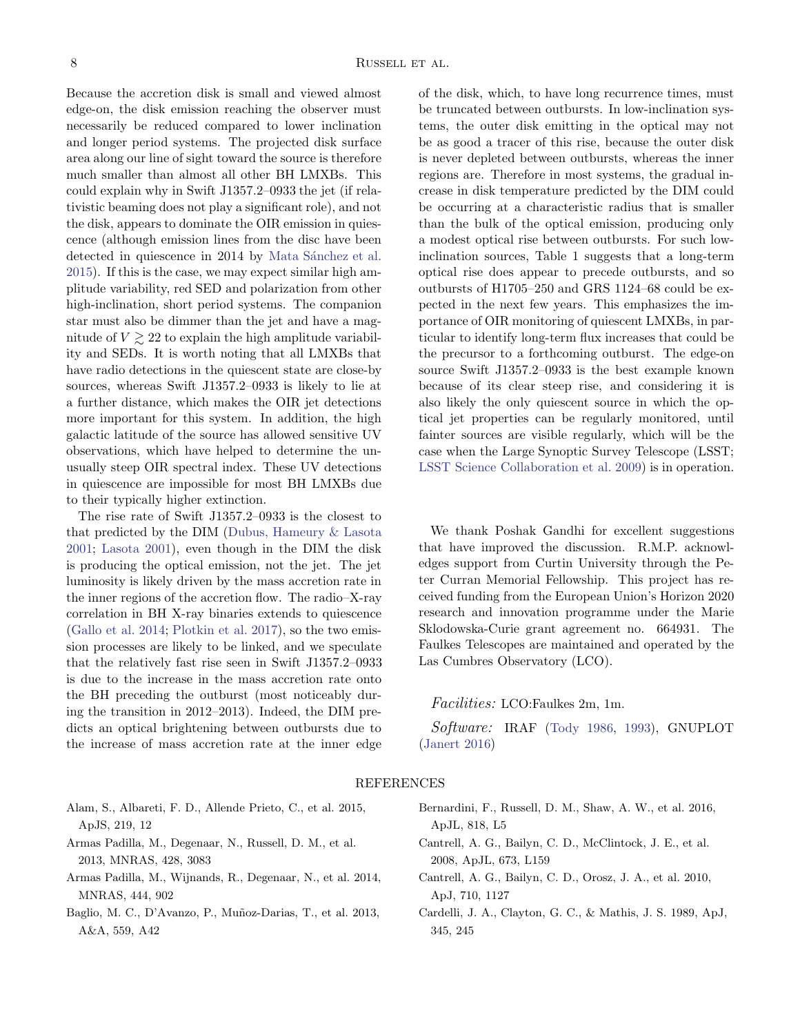Because the accretion disk is small and viewed almost edge-on, the disk emission reaching the observer must necessarily be reduced compared to lower inclination and longer period systems. The projected disk surface area along our line of sight toward the source is therefore much smaller than almost all other BH LMXBs. This could explain why in Swift J1357.2–0933 the jet (if relativistic beaming does not play a significant role), and not the disk, appears to dominate the OIR emission in quiescence (although emission lines from the disc have been detected in quiescence in 2014 by Mata Sánchez et al. 2015). If this is the case, we may expect similar high amplitude variability, red SED and polarization from other high-inclination, short period systems. The companion star must also be dimmer than the jet and have a magnitude of $V \gtrsim 22$ to explain the high amplitude variability and SEDs. It is worth noting that all LMXBs that have radio detections in the quiescent state are close-by sources, whereas Swift J1357.2–0933 is likely to lie at a further distance, which makes the OIR jet detections more important for this system. In addition, the high galactic latitude of the source has allowed sensitive UV observations, which have helped to determine the unusually steep OIR spectral index. These UV detections in quiescence are impossible for most BH LMXBs due to their typically higher extinction.

The rise rate of Swift J1357.2–0933 is the closest to that predicted by the DIM (Dubus, Hameury & Lasota 2001; Lasota 2001), even though in the DIM the disk is producing the optical emission, not the jet. The jet luminosity is likely driven by the mass accretion rate in the inner regions of the accretion flow. The radio–X-ray correlation in BH X-ray binaries extends to quiescence (Gallo et al. 2014; Plotkin et al. 2017), so the two emission processes are likely to be linked, and we speculate that the relatively fast rise seen in Swift J1357.2–0933 is due to the increase in the mass accretion rate onto the BH preceding the outburst (most noticeably during the transition in 2012–2013). Indeed, the DIM predicts an optical brightening between outbursts due to the increase of mass accretion rate at the inner edge of the disk, which, to have long recurrence times, must be truncated between outbursts. In low-inclination systems, the outer disk emitting in the optical may not be as good a tracer of this rise, because the outer disk is never depleted between outbursts, whereas the inner regions are. Therefore in most systems, the gradual increase in disk temperature predicted by the DIM could be occurring at a characteristic radius that is smaller than the bulk of the optical emission, producing only a modest optical rise between outbursts. For such low-inclination sources, Table 1 suggests that a long-term optical rise does appear to precede outbursts, and so outbursts of H1705–250 and GRS 1124–68 could be expected in the next few years. This emphasizes the importance of OIR monitoring of quiescent LMXBs, in particular to identify long-term flux increases that could be the precursor to a forthcoming outburst. The edge-on source Swift J1357.2–0933 is the best example known because of its clear steep rise, and considering it is also likely the only quiescent source in which the optical jet properties can be regularly monitored, until fainter sources are visible regularly, which will be the case when the Large Synoptic Survey Telescope (LSST; LSST Science Collaboration et al. 2009) is in operation.

We thank Poshak Gandhi for excellent suggestions that have improved the discussion. R.M.P. acknowledges support from Curtin University through the Peter Curran Memorial Fellowship. This project has received funding from the European Union's Horizon 2020 research and innovation programme under the Marie Sklodowska-Curie grant agreement no. 664931. The Faulkes Telescopes are maintained and operated by the Las Cumbres Observatory (LCO).

*Facilities:* LCO:Faulkes 2m, 1m.

*Software:* IRAF (Tody 1986, 1993), GNUPLOT (Janert 2016)

## REFERENCES

Alam, S., Albareti, F. D., Allende Prieto, C., et al. 2015, ApJS, 219, 12

Armas Padilla, M., Degenaar, N., Russell, D. M., et al. 2013, MNRAS, 428, 3083

Armas Padilla, M., Wijnands, R., Degenaar, N., et al. 2014, MNRAS, 444, 902

Baglio, M. C., D'Avanzo, P., Muñoz-Darias, T., et al. 2013, A&A, 559, A42

Bernardini, F., Russell, D. M., Shaw, A. W., et al. 2016, ApJL, 818, L5

Cantrell, A. G., Bailyn, C. D., McClintock, J. E., et al. 2008, ApJL, 673, L159

Cantrell, A. G., Bailyn, C. D., Orosz, J. A., et al. 2010, ApJ, 710, 1127

Cardelli, J. A., Clayton, G. C., & Mathis, J. S. 1989, ApJ, 345, 245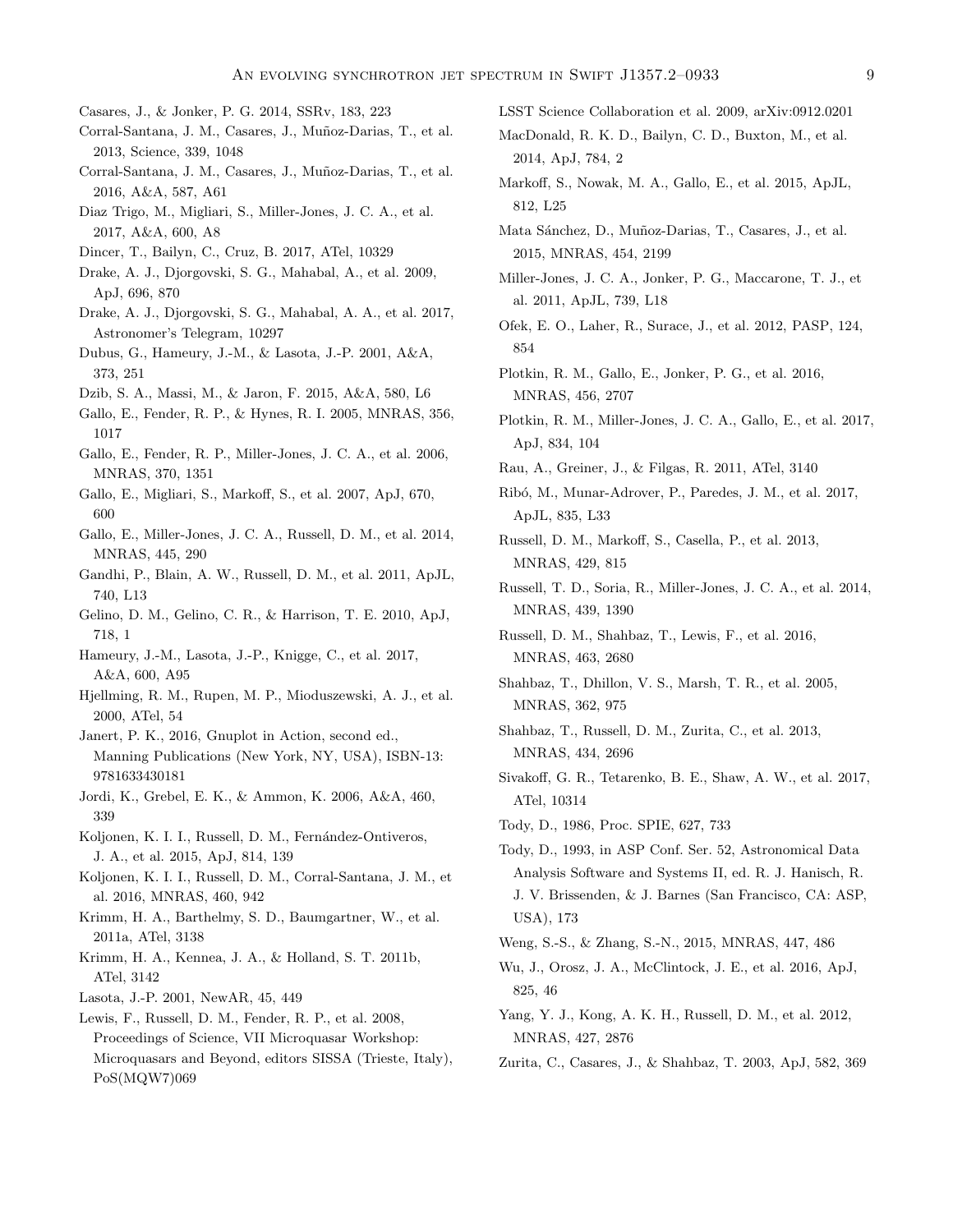Casares, J., & Jonker, P. G. 2014, SSRv, 183, 223

Corral-Santana, J. M., Casares, J., Muñoz-Darias, T., et al. 2013, Science, 339, 1048

Corral-Santana, J. M., Casares, J., Muñoz-Darias, T., et al. 2016, A&A, 587, A61

Diaz Trigo, M., Migliari, S., Miller-Jones, J. C. A., et al. 2017, A&A, 600, A8

Dincer, T., Bailyn, C., Cruz, B. 2017, ATel, 10329

Drake, A. J., Djorgovski, S. G., Mahabal, A., et al. 2009, ApJ, 696, 870

Drake, A. J., Djorgovski, S. G., Mahabal, A. A., et al. 2017, Astronomer's Telegram, 10297

Dubus, G., Hameury, J.-M., & Lasota, J.-P. 2001, A&A, 373, 251

Dzib, S. A., Massi, M., & Jaron, F. 2015, A&A, 580, L6

Gallo, E., Fender, R. P., & Hynes, R. I. 2005, MNRAS, 356, 1017

Gallo, E., Fender, R. P., Miller-Jones, J. C. A., et al. 2006, MNRAS, 370, 1351

Gallo, E., Migliari, S., Markoff, S., et al. 2007, ApJ, 670, 600

Gallo, E., Miller-Jones, J. C. A., Russell, D. M., et al. 2014, MNRAS, 445, 290

Gandhi, P., Blain, A. W., Russell, D. M., et al. 2011, ApJL, 740, L13

Gelino, D. M., Gelino, C. R., & Harrison, T. E. 2010, ApJ, 718, 1

Hameury, J.-M., Lasota, J.-P., Knigge, C., et al. 2017, A&A, 600, A95

Hjellming, R. M., Rupen, M. P., Mioduszewski, A. J., et al. 2000, ATel, 54

Janert, P. K., 2016, Gnuplot in Action, second ed., Manning Publications (New York, NY, USA), ISBN-13: 9781633430181

Jordi, K., Grebel, E. K., & Ammon, K. 2006, A&A, 460, 339

Koljonen, K. I. I., Russell, D. M., Fernández-Ontiveros, J. A., et al. 2015, ApJ, 814, 139

Koljonen, K. I. I., Russell, D. M., Corral-Santana, J. M., et al. 2016, MNRAS, 460, 942

Krimm, H. A., Barthelmy, S. D., Baumgartner, W., et al. 2011a, ATel, 3138

Krimm, H. A., Kennea, J. A., & Holland, S. T. 2011b, ATel, 3142

Lasota, J.-P. 2001, NewAR, 45, 449

Lewis, F., Russell, D. M., Fender, R. P., et al. 2008, Proceedings of Science, VII Microquasar Workshop: Microquasars and Beyond, editors SISSA (Trieste, Italy), PoS(MQW7)069

LSST Science Collaboration et al. 2009, arXiv:0912.0201

MacDonald, R. K. D., Bailyn, C. D., Buxton, M., et al. 2014, ApJ, 784, 2

Markoff, S., Nowak, M. A., Gallo, E., et al. 2015, ApJL, 812, L25

Mata Sánchez, D., Muñoz-Darias, T., Casares, J., et al. 2015, MNRAS, 454, 2199

Miller-Jones, J. C. A., Jonker, P. G., Maccarone, T. J., et al. 2011, ApJL, 739, L18

Ofek, E. O., Laher, R., Surace, J., et al. 2012, PASP, 124, 854

Plotkin, R. M., Gallo, E., Jonker, P. G., et al. 2016, MNRAS, 456, 2707

Plotkin, R. M., Miller-Jones, J. C. A., Gallo, E., et al. 2017, ApJ, 834, 104

Rau, A., Greiner, J., & Filgas, R. 2011, ATel, 3140

Ribó, M., Munar-Adrover, P., Paredes, J. M., et al. 2017, ApJL, 835, L33

Russell, D. M., Markoff, S., Casella, P., et al. 2013, MNRAS, 429, 815

Russell, T. D., Soria, R., Miller-Jones, J. C. A., et al. 2014, MNRAS, 439, 1390

Russell, D. M., Shahbaz, T., Lewis, F., et al. 2016, MNRAS, 463, 2680

Shahbaz, T., Dhillon, V. S., Marsh, T. R., et al. 2005, MNRAS, 362, 975

Shahbaz, T., Russell, D. M., Zurita, C., et al. 2013, MNRAS, 434, 2696

Sivakoff, G. R., Tetarenko, B. E., Shaw, A. W., et al. 2017, ATel, 10314

Tody, D., 1986, Proc. SPIE, 627, 733

Tody, D., 1993, in ASP Conf. Ser. 52, Astronomical Data Analysis Software and Systems II, ed. R. J. Hanisch, R. J. V. Brissenden, & J. Barnes (San Francisco, CA: ASP, USA), 173

Weng, S.-S., & Zhang, S.-N., 2015, MNRAS, 447, 486

Wu, J., Orosz, J. A., McClintock, J. E., et al. 2016, ApJ, 825, 46

Yang, Y. J., Kong, A. K. H., Russell, D. M., et al. 2012, MNRAS, 427, 2876

Zurita, C., Casares, J., & Shahbaz, T. 2003, ApJ, 582, 369